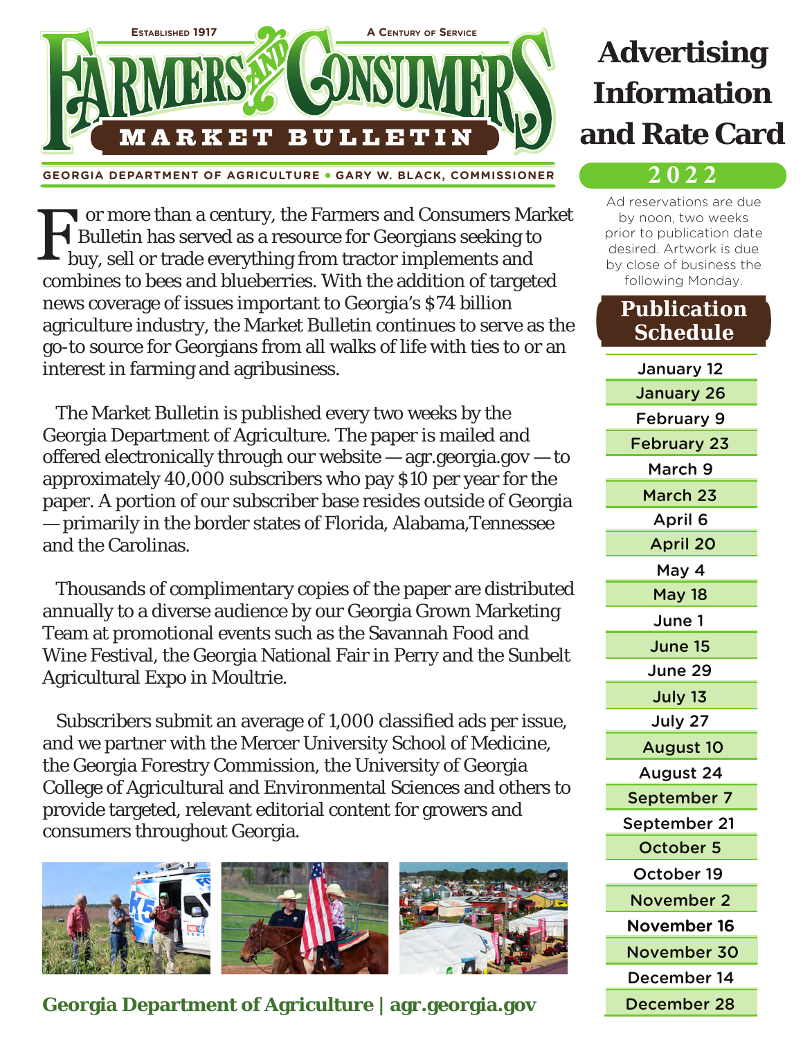ESTABLISHED 1917 — A CENTURY OF SERVICE

# Farmers and Consumers Market Bulletin

GEORGIA DEPARTMENT OF AGRICULTURE • GARY W. BLACK, COMMISSIONER

# Advertising Information and Rate Card

## 2022

Ad reservations are due by noon, two weeks prior to publication date desired. Artwork is due by close of business the following Monday.

For more than a century, the Farmers and Consumers Market Bulletin has served as a resource for Georgians seeking to buy, sell or trade everything from tractor implements and combines to bees and blueberries. With the addition of targeted news coverage of issues important to Georgia's $74 billion agriculture industry, the Market Bulletin continues to serve as the go-to source for Georgians from all walks of life with ties to or an interest in farming and agribusiness.

The Market Bulletin is published every two weeks by the Georgia Department of Agriculture. The paper is mailed and offered electronically through our website — agr.georgia.gov — to approximately 40,000 subscribers who pay $10 per year for the paper. A portion of our subscriber base resides outside of Georgia — primarily in the border states of Florida, Alabama,Tennessee and the Carolinas.

Thousands of complimentary copies of the paper are distributed annually to a diverse audience by our Georgia Grown Marketing Team at promotional events such as the Savannah Food and Wine Festival, the Georgia National Fair in Perry and the Sunbelt Agricultural Expo in Moultrie.

Subscribers submit an average of 1,000 classified ads per issue, and we partner with the Mercer University School of Medicine, the Georgia Forestry Commission, the University of Georgia College of Agricultural and Environmental Sciences and others to provide targeted, relevant editorial content for growers and consumers throughout Georgia.

## Publication Schedule

- January 12
- January 26
- February 9
- February 23
- March 9
- March 23
- April 6
- April 20
- May 4
- May 18
- June 1
- June 15
- June 29
- July 13
- July 27
- August 10
- August 24
- September 7
- September 21
- October 5
- October 19
- November 2
- November 16
- November 30
- December 14
- December 28

**Georgia Department of Agriculture | agr.georgia.gov**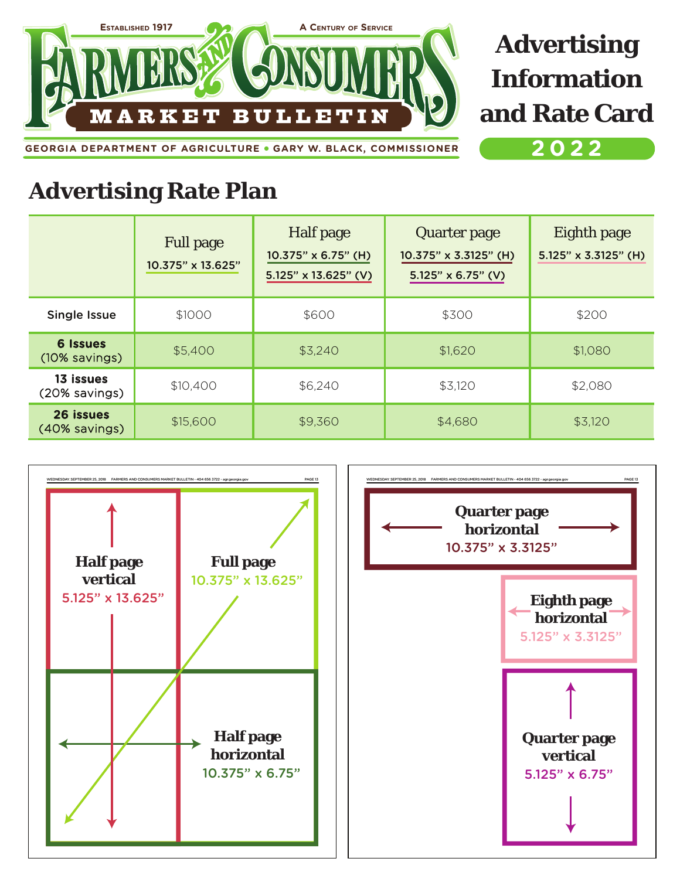Established 1917 · A Century of Service

# Farmers and Consumers Market Bulletin

Georgia Department of Agriculture • Gary W. Black, Commissioner

# Advertising Information and Rate Card

**2022**

## Advertising Rate Plan

| | Full page 10.375" x 13.625" | Half page 10.375" x 6.75" (H) 5.125" x 13.625" (V) | Quarter page 10.375" x 3.3125" (H) 5.125" x 6.75" (V) | Eighth page 5.125" x 3.3125" (H) |
|---|---|---|---|---|
| Single Issue | $1000 | $600 | $300 | $200 |
| **6 Issues** (10% savings) | $5,400 | $3,240 | $1,620 | $1,080 |
| **13 issues** (20% savings) | $10,400 | $6,240 | $3,120 | $2,080 |
| **26 issues** (40% savings) | $15,600 | $9,360 | $4,680 | $3,120 |

WEDNESDAY SEPTEMBER 25, 2018 FARMERS AND CONSUMERS MARKET BULLETIN - 404 656 3722 - agr.georgia.gov PAGE 13

**Half page vertical**
5.125" x 13.625"

**Full page**
10.375" x 13.625"

**Half page horizontal**
10.375" x 6.75"

WEDNESDAY SEPTEMBER 25, 2018 FARMERS AND CONSUMERS MARKET BULLETIN - 404 656 3722 - agr.georgia.gov PAGE 13

**Quarter page horizontal**
10.375" x 3.3125"

**Eighth page horizontal**
5.125" x 3.3125"

**Quarter page vertical**
5.125" x 6.75"